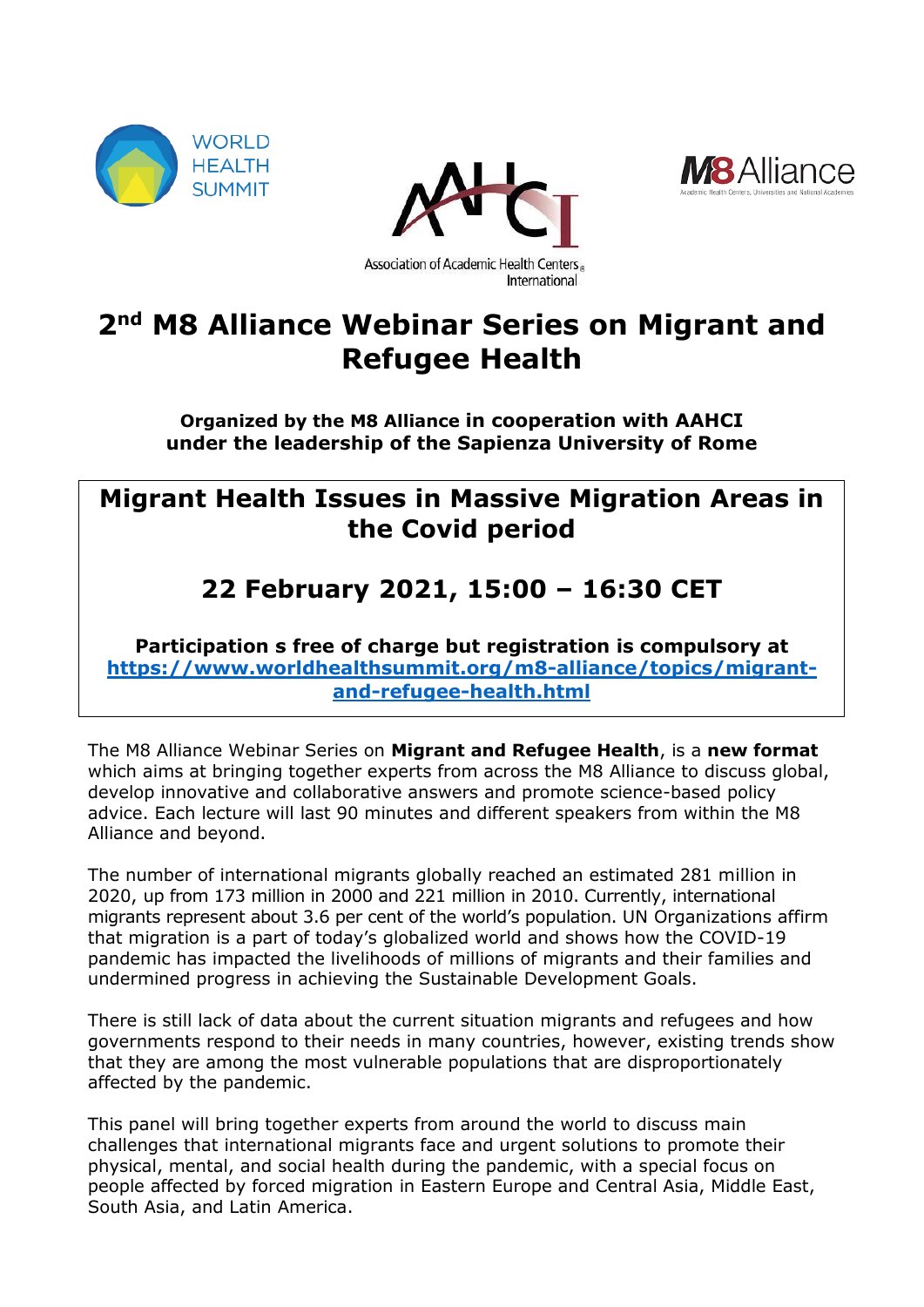WORLD HEALTH SUMMIT

Association of Academic Health Centers International

M8 Alliance
Academic Health Centers, Universities and National Academies

# 2nd M8 Alliance Webinar Series on Migrant and Refugee Health

**Organized by the M8 Alliance in cooperation with AAHCI under the leadership of the Sapienza University of Rome**

## Migrant Health Issues in Massive Migration Areas in the Covid period

## 22 February 2021, 15:00 – 16:30 CET

**Participation s free of charge but registration is compulsory at** **https://www.worldhealthsummit.org/m8-alliance/topics/migrant-and-refugee-health.html**

The M8 Alliance Webinar Series on **Migrant and Refugee Health**, is a **new format** which aims at bringing together experts from across the M8 Alliance to discuss global, develop innovative and collaborative answers and promote science-based policy advice. Each lecture will last 90 minutes and different speakers from within the M8 Alliance and beyond.

The number of international migrants globally reached an estimated 281 million in 2020, up from 173 million in 2000 and 221 million in 2010. Currently, international migrants represent about 3.6 per cent of the world's population. UN Organizations affirm that migration is a part of today's globalized world and shows how the COVID-19 pandemic has impacted the livelihoods of millions of migrants and their families and undermined progress in achieving the Sustainable Development Goals.

There is still lack of data about the current situation migrants and refugees and how governments respond to their needs in many countries, however, existing trends show that they are among the most vulnerable populations that are disproportionately affected by the pandemic.

This panel will bring together experts from around the world to discuss main challenges that international migrants face and urgent solutions to promote their physical, mental, and social health during the pandemic, with a special focus on people affected by forced migration in Eastern Europe and Central Asia, Middle East, South Asia, and Latin America.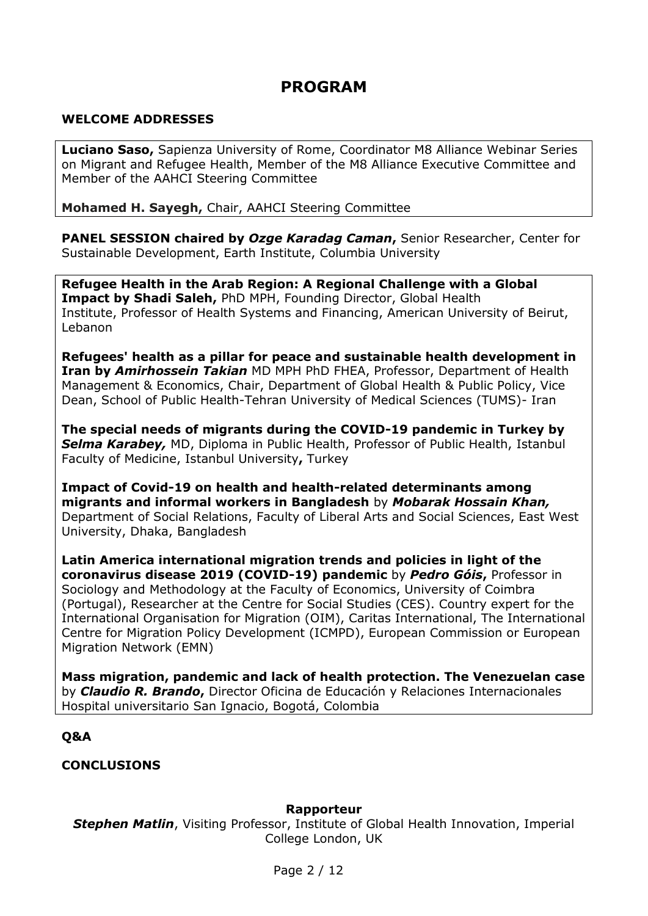# PROGRAM

**WELCOME ADDRESSES**

**Luciano Saso,** Sapienza University of Rome, Coordinator M8 Alliance Webinar Series on Migrant and Refugee Health, Member of the M8 Alliance Executive Committee and Member of the AAHCI Steering Committee

**Mohamed H. Sayegh,** Chair, AAHCI Steering Committee

**PANEL SESSION chaired by *Ozge Karadag Caman*,** Senior Researcher, Center for Sustainable Development, Earth Institute, Columbia University

**Refugee Health in the Arab Region: A Regional Challenge with a Global Impact by Shadi Saleh,** PhD MPH, Founding Director, Global Health Institute, Professor of Health Systems and Financing, American University of Beirut, Lebanon

**Refugees' health as a pillar for peace and sustainable health development in Iran by *Amirhossein Takian*** MD MPH PhD FHEA, Professor, Department of Health Management & Economics, Chair, Department of Global Health & Public Policy, Vice Dean, School of Public Health-Tehran University of Medical Sciences (TUMS)- Iran

**The special needs of migrants during the COVID-19 pandemic in Turkey by *Selma Karabey,*** MD, Diploma in Public Health, Professor of Public Health, Istanbul Faculty of Medicine, Istanbul University**,** Turkey

**Impact of Covid-19 on health and health-related determinants among migrants and informal workers in Bangladesh** by ***Mobarak Hossain Khan,*** Department of Social Relations, Faculty of Liberal Arts and Social Sciences, East West University, Dhaka, Bangladesh

**Latin America international migration trends and policies in light of the coronavirus disease 2019 (COVID-19) pandemic** by ***Pedro Góis*,** Professor in Sociology and Methodology at the Faculty of Economics, University of Coimbra (Portugal), Researcher at the Centre for Social Studies (CES). Country expert for the International Organisation for Migration (OIM), Caritas International, The International Centre for Migration Policy Development (ICMPD), European Commission or European Migration Network (EMN)

**Mass migration, pandemic and lack of health protection. The Venezuelan case** by ***Claudio R. Brando*,** Director Oficina de Educación y Relaciones Internacionales Hospital universitario San Ignacio, Bogotá, Colombia

**Q&A**

**CONCLUSIONS**

**Rapporteur**

***Stephen Matlin***, Visiting Professor, Institute of Global Health Innovation, Imperial College London, UK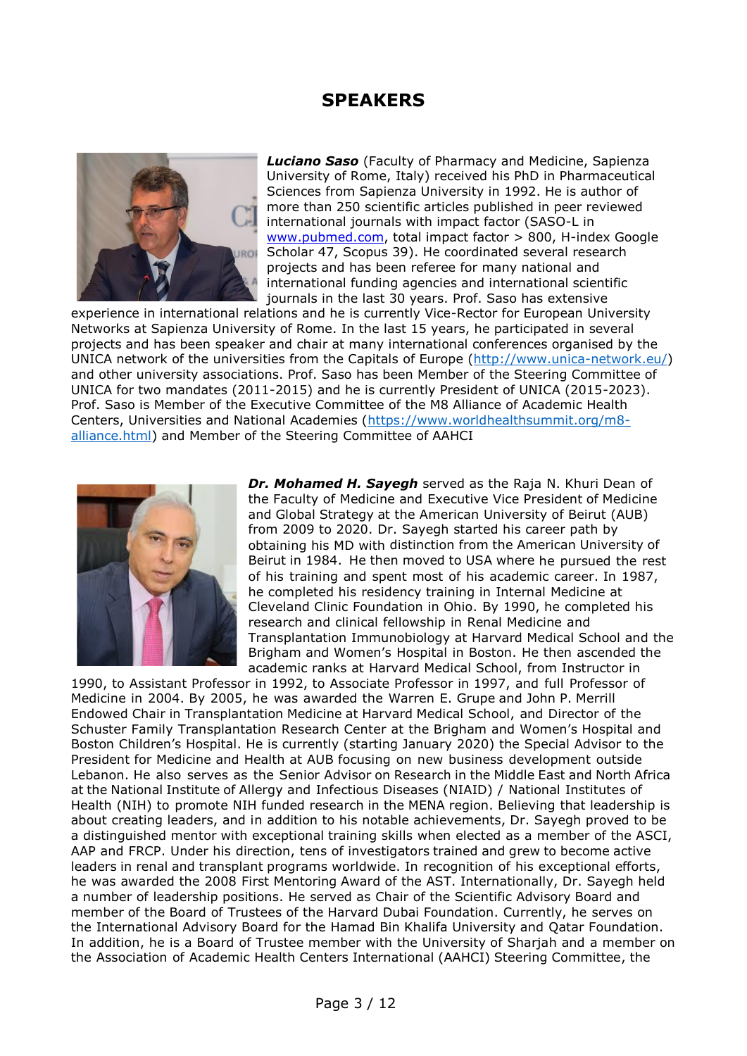# SPEAKERS

***Luciano Saso*** (Faculty of Pharmacy and Medicine, Sapienza University of Rome, Italy) received his PhD in Pharmaceutical Sciences from Sapienza University in 1992. He is author of more than 250 scientific articles published in peer reviewed international journals with impact factor (SASO-L in www.pubmed.com, total impact factor > 800, H-index Google Scholar 47, Scopus 39). He coordinated several research projects and has been referee for many national and international funding agencies and international scientific journals in the last 30 years. Prof. Saso has extensive experience in international relations and he is currently Vice-Rector for European University Networks at Sapienza University of Rome. In the last 15 years, he participated in several projects and has been speaker and chair at many international conferences organised by the UNICA network of the universities from the Capitals of Europe (http://www.unica-network.eu/) and other university associations. Prof. Saso has been Member of the Steering Committee of UNICA for two mandates (2011-2015) and he is currently President of UNICA (2015-2023). Prof. Saso is Member of the Executive Committee of the M8 Alliance of Academic Health Centers, Universities and National Academies (https://www.worldhealthsummit.org/m8-alliance.html) and Member of the Steering Committee of AAHCI

***Dr. Mohamed H. Sayegh*** served as the Raja N. Khuri Dean of the Faculty of Medicine and Executive Vice President of Medicine and Global Strategy at the American University of Beirut (AUB) from 2009 to 2020. Dr. Sayegh started his career path by obtaining his MD with distinction from the American University of Beirut in 1984. He then moved to USA where he pursued the rest of his training and spent most of his academic career. In 1987, he completed his residency training in Internal Medicine at Cleveland Clinic Foundation in Ohio. By 1990, he completed his research and clinical fellowship in Renal Medicine and Transplantation Immunobiology at Harvard Medical School and the Brigham and Women's Hospital in Boston. He then ascended the academic ranks at Harvard Medical School, from Instructor in 1990, to Assistant Professor in 1992, to Associate Professor in 1997, and full Professor of Medicine in 2004. By 2005, he was awarded the Warren E. Grupe and John P. Merrill Endowed Chair in Transplantation Medicine at Harvard Medical School, and Director of the Schuster Family Transplantation Research Center at the Brigham and Women's Hospital and Boston Children's Hospital. He is currently (starting January 2020) the Special Advisor to the President for Medicine and Health at AUB focusing on new business development outside Lebanon. He also serves as the Senior Advisor on Research in the Middle East and North Africa at the National Institute of Allergy and Infectious Diseases (NIAID) / National Institutes of Health (NIH) to promote NIH funded research in the MENA region. Believing that leadership is about creating leaders, and in addition to his notable achievements, Dr. Sayegh proved to be a distinguished mentor with exceptional training skills when elected as a member of the ASCI, AAP and FRCP. Under his direction, tens of investigators trained and grew to become active leaders in renal and transplant programs worldwide. In recognition of his exceptional efforts, he was awarded the 2008 First Mentoring Award of the AST. Internationally, Dr. Sayegh held a number of leadership positions. He served as Chair of the Scientific Advisory Board and member of the Board of Trustees of the Harvard Dubai Foundation. Currently, he serves on the International Advisory Board for the Hamad Bin Khalifa University and Qatar Foundation. In addition, he is a Board of Trustee member with the University of Sharjah and a member on the Association of Academic Health Centers International (AAHCI) Steering Committee, the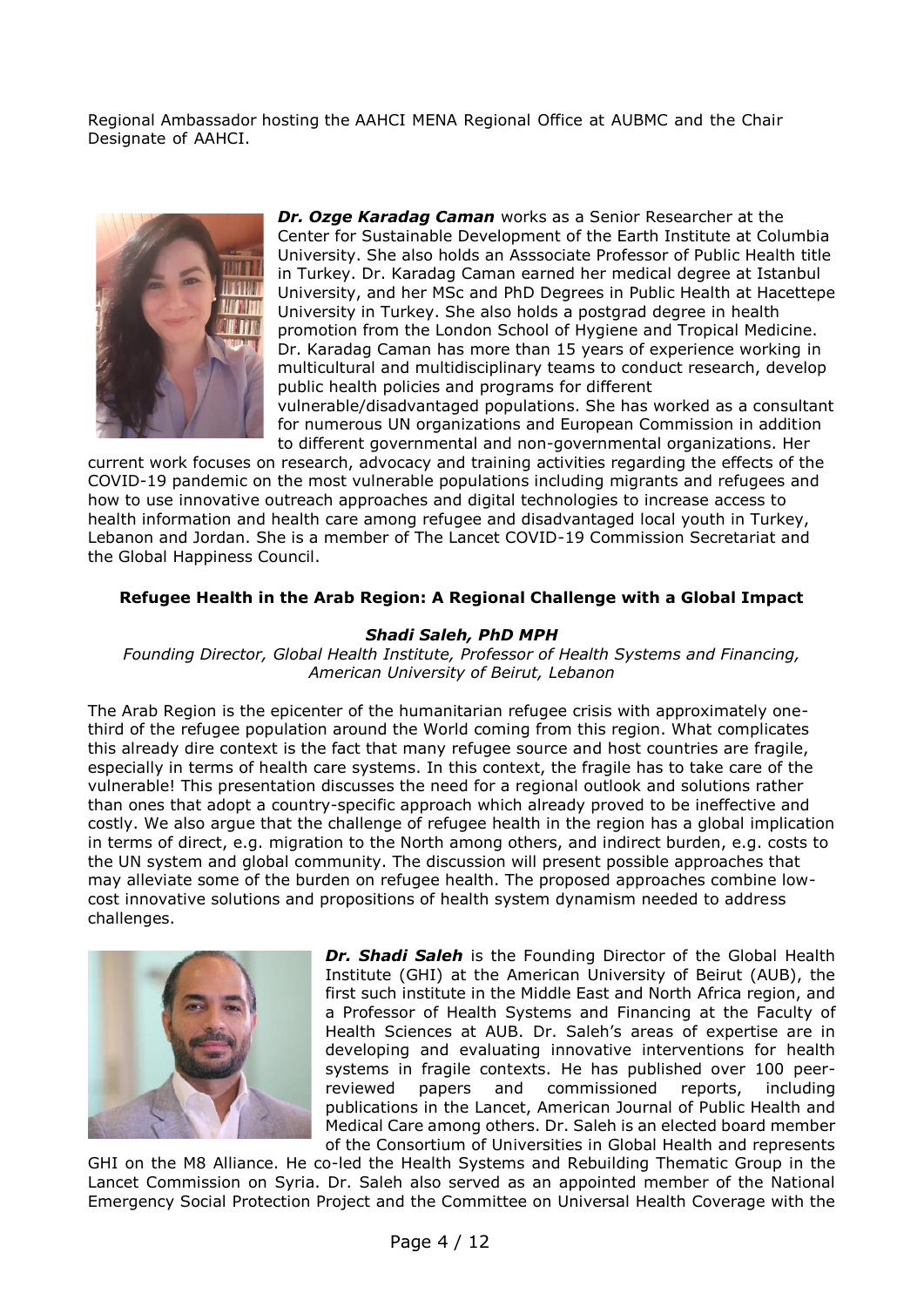Regional Ambassador hosting the AAHCI MENA Regional Office at AUBMC and the Chair Designate of AAHCI.

***Dr. Ozge Karadag Caman*** works as a Senior Researcher at the Center for Sustainable Development of the Earth Institute at Columbia University. She also holds an Asssociate Professor of Public Health title in Turkey. Dr. Karadag Caman earned her medical degree at Istanbul University, and her MSc and PhD Degrees in Public Health at Hacettepe University in Turkey. She also holds a postgrad degree in health promotion from the London School of Hygiene and Tropical Medicine. Dr. Karadag Caman has more than 15 years of experience working in multicultural and multidisciplinary teams to conduct research, develop public health policies and programs for different vulnerable/disadvantaged populations. She has worked as a consultant for numerous UN organizations and European Commission in addition to different governmental and non-governmental organizations. Her current work focuses on research, advocacy and training activities regarding the effects of the COVID-19 pandemic on the most vulnerable populations including migrants and refugees and how to use innovative outreach approaches and digital technologies to increase access to health information and health care among refugee and disadvantaged local youth in Turkey, Lebanon and Jordan. She is a member of The Lancet COVID-19 Commission Secretariat and the Global Happiness Council.

**Refugee Health in the Arab Region: A Regional Challenge with a Global Impact**

***Shadi Saleh, PhD MPH***

*Founding Director, Global Health Institute, Professor of Health Systems and Financing, American University of Beirut, Lebanon*

The Arab Region is the epicenter of the humanitarian refugee crisis with approximately one-third of the refugee population around the World coming from this region. What complicates this already dire context is the fact that many refugee source and host countries are fragile, especially in terms of health care systems. In this context, the fragile has to take care of the vulnerable! This presentation discusses the need for a regional outlook and solutions rather than ones that adopt a country-specific approach which already proved to be ineffective and costly. We also argue that the challenge of refugee health in the region has a global implication in terms of direct, e.g. migration to the North among others, and indirect burden, e.g. costs to the UN system and global community. The discussion will present possible approaches that may alleviate some of the burden on refugee health. The proposed approaches combine low-cost innovative solutions and propositions of health system dynamism needed to address challenges.

***Dr. Shadi Saleh*** is the Founding Director of the Global Health Institute (GHI) at the American University of Beirut (AUB), the first such institute in the Middle East and North Africa region, and a Professor of Health Systems and Financing at the Faculty of Health Sciences at AUB. Dr. Saleh's areas of expertise are in developing and evaluating innovative interventions for health systems in fragile contexts. He has published over 100 peer-reviewed papers and commissioned reports, including publications in the Lancet, American Journal of Public Health and Medical Care among others. Dr. Saleh is an elected board member of the Consortium of Universities in Global Health and represents GHI on the M8 Alliance. He co-led the Health Systems and Rebuilding Thematic Group in the Lancet Commission on Syria. Dr. Saleh also served as an appointed member of the National Emergency Social Protection Project and the Committee on Universal Health Coverage with the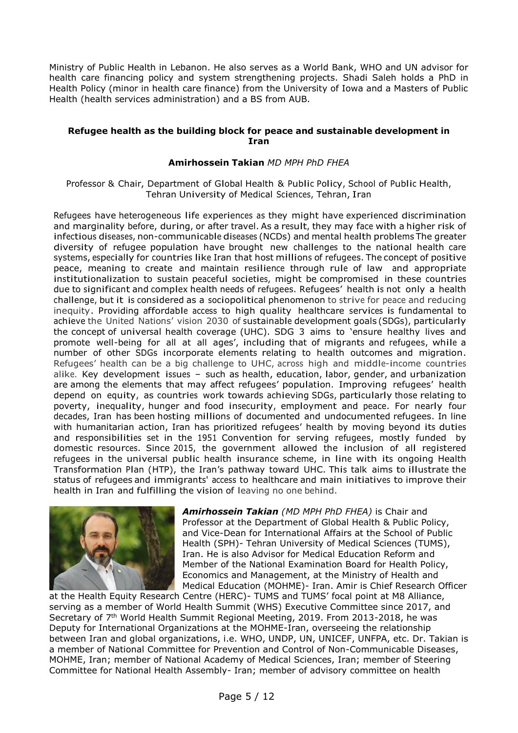Ministry of Public Health in Lebanon. He also serves as a World Bank, WHO and UN advisor for health care financing policy and system strengthening projects. Shadi Saleh holds a PhD in Health Policy (minor in health care finance) from the University of Iowa and a Masters of Public Health (health services administration) and a BS from AUB.

### Refugee health as the building block for peace and sustainable development in Iran

**Amirhossein Takian** *MD MPH PhD FHEA*

Professor & Chair, Department of Global Health & Public Policy, School of Public Health, Tehran University of Medical Sciences, Tehran, Iran

Refugees have heterogeneous life experiences as they might have experienced discrimination and marginality before, during, or after travel. As a result, they may face with a higher risk of infectious diseases, non-communicable diseases (NCDs) and mental health problems The greater diversity of refugee population have brought new challenges to the national health care systems, especially for countries like Iran that host millions of refugees. The concept of positive peace, meaning to create and maintain resilience through rule of law and appropriate institutionalization to sustain peaceful societies, might be compromised in these countries due to significant and complex health needs of refugees. Refugees' health is not only a health challenge, but it is considered as a sociopolitical phenomenon to strive for peace and reducing inequity. Providing affordable access to high quality healthcare services is fundamental to achieve the United Nations' vision 2030 of sustainable development goals (SDGs), particularly the concept of universal health coverage (UHC). SDG 3 aims to 'ensure healthy lives and promote well-being for all at all ages', including that of migrants and refugees, while a number of other SDGs incorporate elements relating to health outcomes and migration. Refugees' health can be a big challenge to UHC, across high and middle-income countries alike. Key development issues – such as health, education, labor, gender, and urbanization are among the elements that may affect refugees' population. Improving refugees' health depend on equity, as countries work towards achieving SDGs, particularly those relating to poverty, inequality, hunger and food insecurity, employment and peace. For nearly four decades, Iran has been hosting millions of documented and undocumented refugees. In line with humanitarian action, Iran has prioritized refugees' health by moving beyond its duties and responsibilities set in the 1951 Convention for serving refugees, mostly funded by domestic resources. Since 2015, the government allowed the inclusion of all registered refugees in the universal public health insurance scheme, in line with its ongoing Health Transformation Plan (HTP), the Iran's pathway toward UHC. This talk aims to illustrate the status of refugees and immigrants' access to healthcare and main initiatives to improve their health in Iran and fulfilling the vision of leaving no one behind.

***Amirhossein Takian*** *(MD MPH PhD FHEA)* is Chair and Professor at the Department of Global Health & Public Policy, and Vice-Dean for International Affairs at the School of Public Health (SPH)- Tehran University of Medical Sciences (TUMS), Iran. He is also Advisor for Medical Education Reform and Member of the National Examination Board for Health Policy, Economics and Management, at the Ministry of Health and Medical Education (MOHME)- Iran. Amir is Chief Research Officer at the Health Equity Research Centre (HERC)- TUMS and TUMS' focal point at M8 Alliance, serving as a member of World Health Summit (WHS) Executive Committee since 2017, and Secretary of 7th World Health Summit Regional Meeting, 2019. From 2013-2018, he was Deputy for International Organizations at the MOHME-Iran, overseeing the relationship between Iran and global organizations, i.e. WHO, UNDP, UN, UNICEF, UNFPA, etc. Dr. Takian is a member of National Committee for Prevention and Control of Non-Communicable Diseases, MOHME, Iran; member of National Academy of Medical Sciences, Iran; member of Steering Committee for National Health Assembly- Iran; member of advisory committee on health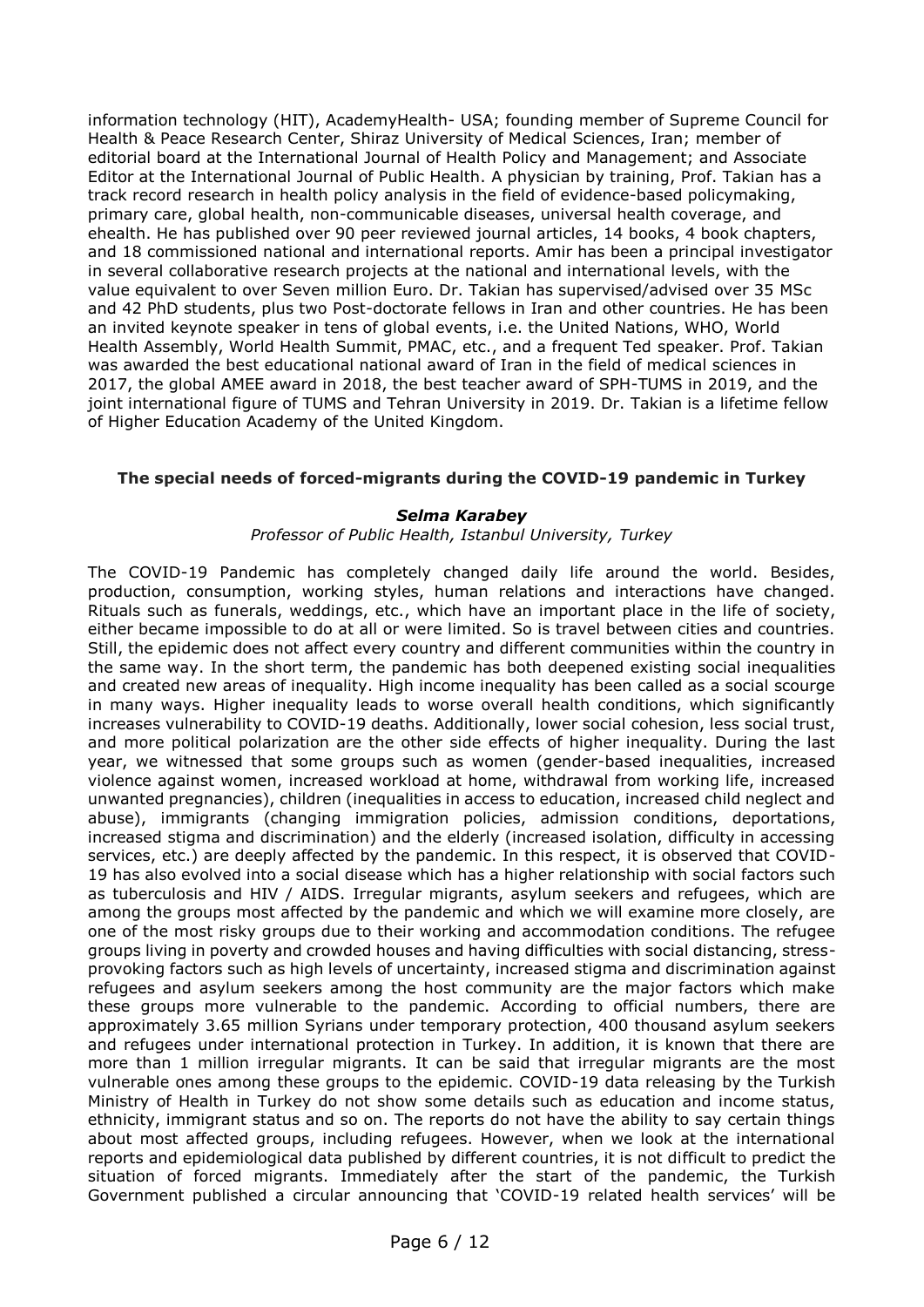information technology (HIT), AcademyHealth- USA; founding member of Supreme Council for Health & Peace Research Center, Shiraz University of Medical Sciences, Iran; member of editorial board at the International Journal of Health Policy and Management; and Associate Editor at the International Journal of Public Health. A physician by training, Prof. Takian has a track record research in health policy analysis in the field of evidence-based policymaking, primary care, global health, non-communicable diseases, universal health coverage, and ehealth. He has published over 90 peer reviewed journal articles, 14 books, 4 book chapters, and 18 commissioned national and international reports. Amir has been a principal investigator in several collaborative research projects at the national and international levels, with the value equivalent to over Seven million Euro. Dr. Takian has supervised/advised over 35 MSc and 42 PhD students, plus two Post-doctorate fellows in Iran and other countries. He has been an invited keynote speaker in tens of global events, i.e. the United Nations, WHO, World Health Assembly, World Health Summit, PMAC, etc., and a frequent Ted speaker. Prof. Takian was awarded the best educational national award of Iran in the field of medical sciences in 2017, the global AMEE award in 2018, the best teacher award of SPH-TUMS in 2019, and the joint international figure of TUMS and Tehran University in 2019. Dr. Takian is a lifetime fellow of Higher Education Academy of the United Kingdom.

### The special needs of forced-migrants during the COVID-19 pandemic in Turkey

***Selma Karabey***

*Professor of Public Health, Istanbul University, Turkey*

The COVID-19 Pandemic has completely changed daily life around the world. Besides, production, consumption, working styles, human relations and interactions have changed. Rituals such as funerals, weddings, etc., which have an important place in the life of society, either became impossible to do at all or were limited. So is travel between cities and countries. Still, the epidemic does not affect every country and different communities within the country in the same way. In the short term, the pandemic has both deepened existing social inequalities and created new areas of inequality. High income inequality has been called as a social scourge in many ways. Higher inequality leads to worse overall health conditions, which significantly increases vulnerability to COVID-19 deaths. Additionally, lower social cohesion, less social trust, and more political polarization are the other side effects of higher inequality. During the last year, we witnessed that some groups such as women (gender-based inequalities, increased violence against women, increased workload at home, withdrawal from working life, increased unwanted pregnancies), children (inequalities in access to education, increased child neglect and abuse), immigrants (changing immigration policies, admission conditions, deportations, increased stigma and discrimination) and the elderly (increased isolation, difficulty in accessing services, etc.) are deeply affected by the pandemic. In this respect, it is observed that COVID-19 has also evolved into a social disease which has a higher relationship with social factors such as tuberculosis and HIV / AIDS. Irregular migrants, asylum seekers and refugees, which are among the groups most affected by the pandemic and which we will examine more closely, are one of the most risky groups due to their working and accommodation conditions. The refugee groups living in poverty and crowded houses and having difficulties with social distancing, stress-provoking factors such as high levels of uncertainty, increased stigma and discrimination against refugees and asylum seekers among the host community are the major factors which make these groups more vulnerable to the pandemic. According to official numbers, there are approximately 3.65 million Syrians under temporary protection, 400 thousand asylum seekers and refugees under international protection in Turkey. In addition, it is known that there are more than 1 million irregular migrants. It can be said that irregular migrants are the most vulnerable ones among these groups to the epidemic. COVID-19 data releasing by the Turkish Ministry of Health in Turkey do not show some details such as education and income status, ethnicity, immigrant status and so on. The reports do not have the ability to say certain things about most affected groups, including refugees. However, when we look at the international reports and epidemiological data published by different countries, it is not difficult to predict the situation of forced migrants. Immediately after the start of the pandemic, the Turkish Government published a circular announcing that 'COVID-19 related health services' will be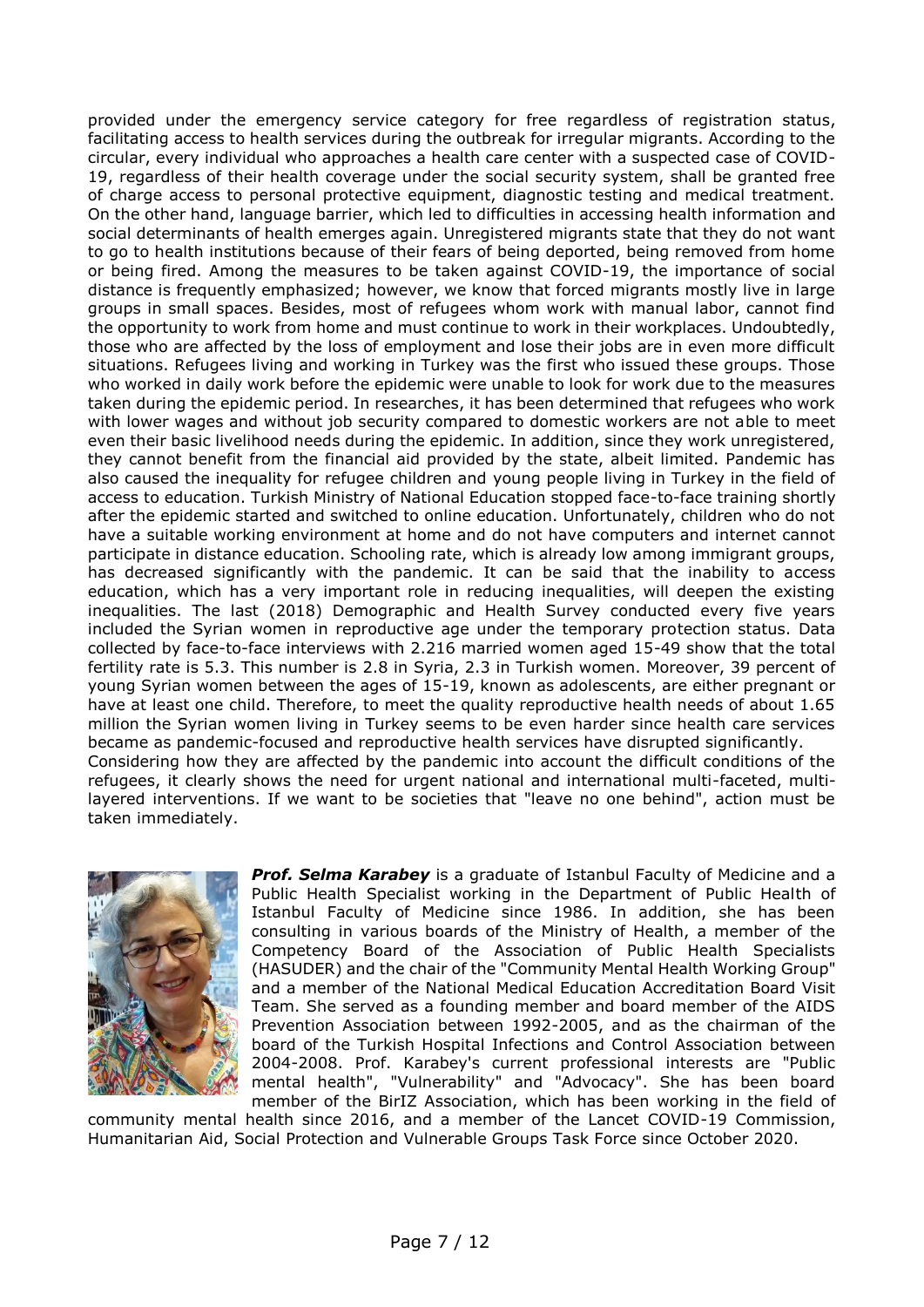provided under the emergency service category for free regardless of registration status, facilitating access to health services during the outbreak for irregular migrants. According to the circular, every individual who approaches a health care center with a suspected case of COVID-19, regardless of their health coverage under the social security system, shall be granted free of charge access to personal protective equipment, diagnostic testing and medical treatment. On the other hand, language barrier, which led to difficulties in accessing health information and social determinants of health emerges again. Unregistered migrants state that they do not want to go to health institutions because of their fears of being deported, being removed from home or being fired. Among the measures to be taken against COVID-19, the importance of social distance is frequently emphasized; however, we know that forced migrants mostly live in large groups in small spaces. Besides, most of refugees whom work with manual labor, cannot find the opportunity to work from home and must continue to work in their workplaces. Undoubtedly, those who are affected by the loss of employment and lose their jobs are in even more difficult situations. Refugees living and working in Turkey was the first who issued these groups. Those who worked in daily work before the epidemic were unable to look for work due to the measures taken during the epidemic period. In researches, it has been determined that refugees who work with lower wages and without job security compared to domestic workers are not able to meet even their basic livelihood needs during the epidemic. In addition, since they work unregistered, they cannot benefit from the financial aid provided by the state, albeit limited. Pandemic has also caused the inequality for refugee children and young people living in Turkey in the field of access to education. Turkish Ministry of National Education stopped face-to-face training shortly after the epidemic started and switched to online education. Unfortunately, children who do not have a suitable working environment at home and do not have computers and internet cannot participate in distance education. Schooling rate, which is already low among immigrant groups, has decreased significantly with the pandemic. It can be said that the inability to access education, which has a very important role in reducing inequalities, will deepen the existing inequalities. The last (2018) Demographic and Health Survey conducted every five years included the Syrian women in reproductive age under the temporary protection status. Data collected by face-to-face interviews with 2.216 married women aged 15-49 show that the total fertility rate is 5.3. This number is 2.8 in Syria, 2.3 in Turkish women. Moreover, 39 percent of young Syrian women between the ages of 15-19, known as adolescents, are either pregnant or have at least one child. Therefore, to meet the quality reproductive health needs of about 1.65 million the Syrian women living in Turkey seems to be even harder since health care services became as pandemic-focused and reproductive health services have disrupted significantly.
Considering how they are affected by the pandemic into account the difficult conditions of the refugees, it clearly shows the need for urgent national and international multi-faceted, multi-layered interventions. If we want to be societies that "leave no one behind", action must be taken immediately.

***Prof. Selma Karabey*** is a graduate of Istanbul Faculty of Medicine and a Public Health Specialist working in the Department of Public Health of Istanbul Faculty of Medicine since 1986. In addition, she has been consulting in various boards of the Ministry of Health, a member of the Competency Board of the Association of Public Health Specialists (HASUDER) and the chair of the "Community Mental Health Working Group" and a member of the National Medical Education Accreditation Board Visit Team. She served as a founding member and board member of the AIDS Prevention Association between 1992-2005, and as the chairman of the board of the Turkish Hospital Infections and Control Association between 2004-2008. Prof. Karabey's current professional interests are "Public mental health", "Vulnerability" and "Advocacy". She has been board member of the BirIZ Association, which has been working in the field of community mental health since 2016, and a member of the Lancet COVID-19 Commission, Humanitarian Aid, Social Protection and Vulnerable Groups Task Force since October 2020.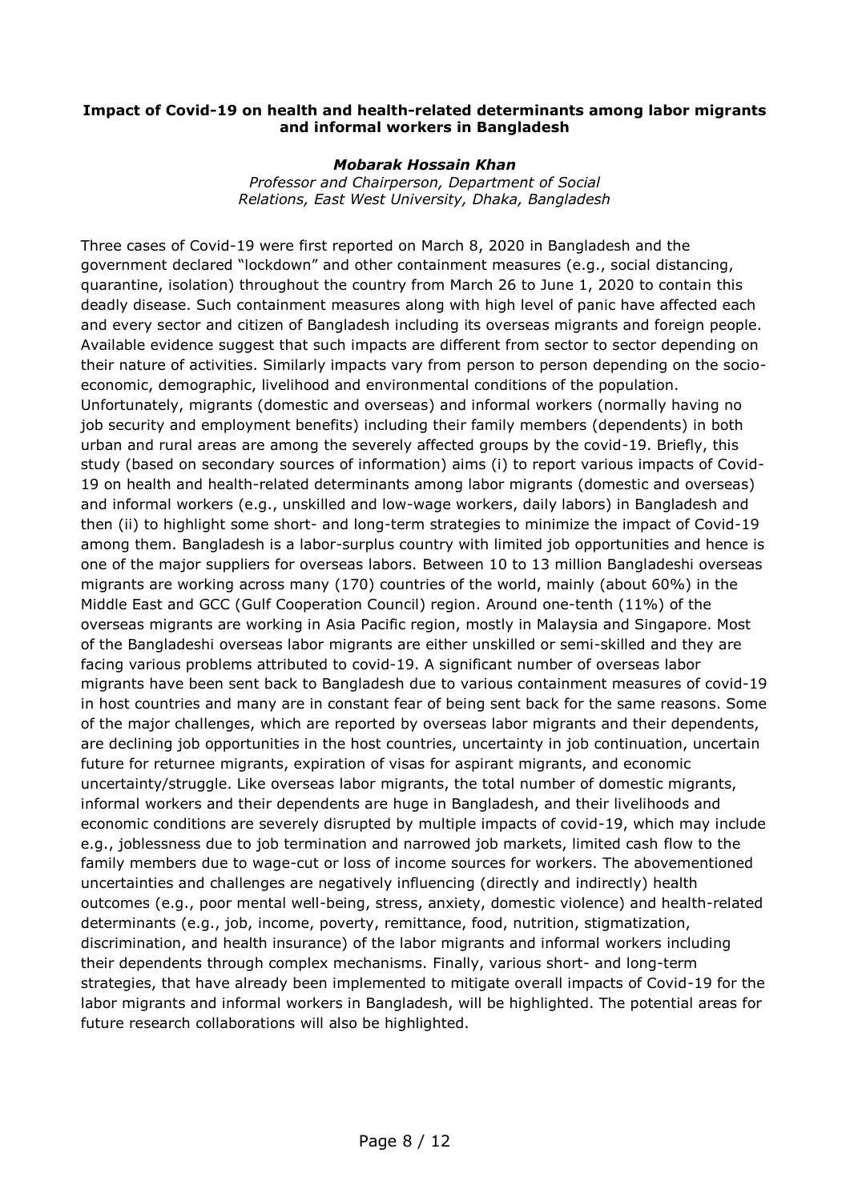**Impact of Covid-19 on health and health-related determinants among labor migrants and informal workers in Bangladesh**

***Mobarak Hossain Khan***

*Professor and Chairperson, Department of Social Relations, East West University, Dhaka, Bangladesh*

Three cases of Covid-19 were first reported on March 8, 2020 in Bangladesh and the government declared "lockdown" and other containment measures (e.g., social distancing, quarantine, isolation) throughout the country from March 26 to June 1, 2020 to contain this deadly disease. Such containment measures along with high level of panic have affected each and every sector and citizen of Bangladesh including its overseas migrants and foreign people. Available evidence suggest that such impacts are different from sector to sector depending on their nature of activities. Similarly impacts vary from person to person depending on the socio-economic, demographic, livelihood and environmental conditions of the population. Unfortunately, migrants (domestic and overseas) and informal workers (normally having no job security and employment benefits) including their family members (dependents) in both urban and rural areas are among the severely affected groups by the covid-19. Briefly, this study (based on secondary sources of information) aims (i) to report various impacts of Covid-19 on health and health-related determinants among labor migrants (domestic and overseas) and informal workers (e.g., unskilled and low-wage workers, daily labors) in Bangladesh and then (ii) to highlight some short- and long-term strategies to minimize the impact of Covid-19 among them. Bangladesh is a labor-surplus country with limited job opportunities and hence is one of the major suppliers for overseas labors. Between 10 to 13 million Bangladeshi overseas migrants are working across many (170) countries of the world, mainly (about 60%) in the Middle East and GCC (Gulf Cooperation Council) region. Around one-tenth (11%) of the overseas migrants are working in Asia Pacific region, mostly in Malaysia and Singapore. Most of the Bangladeshi overseas labor migrants are either unskilled or semi-skilled and they are facing various problems attributed to covid-19. A significant number of overseas labor migrants have been sent back to Bangladesh due to various containment measures of covid-19 in host countries and many are in constant fear of being sent back for the same reasons. Some of the major challenges, which are reported by overseas labor migrants and their dependents, are declining job opportunities in the host countries, uncertainty in job continuation, uncertain future for returnee migrants, expiration of visas for aspirant migrants, and economic uncertainty/struggle. Like overseas labor migrants, the total number of domestic migrants, informal workers and their dependents are huge in Bangladesh, and their livelihoods and economic conditions are severely disrupted by multiple impacts of covid-19, which may include e.g., joblessness due to job termination and narrowed job markets, limited cash flow to the family members due to wage-cut or loss of income sources for workers. The abovementioned uncertainties and challenges are negatively influencing (directly and indirectly) health outcomes (e.g., poor mental well-being, stress, anxiety, domestic violence) and health-related determinants (e.g., job, income, poverty, remittance, food, nutrition, stigmatization, discrimination, and health insurance) of the labor migrants and informal workers including their dependents through complex mechanisms. Finally, various short- and long-term strategies, that have already been implemented to mitigate overall impacts of Covid-19 for the labor migrants and informal workers in Bangladesh, will be highlighted. The potential areas for future research collaborations will also be highlighted.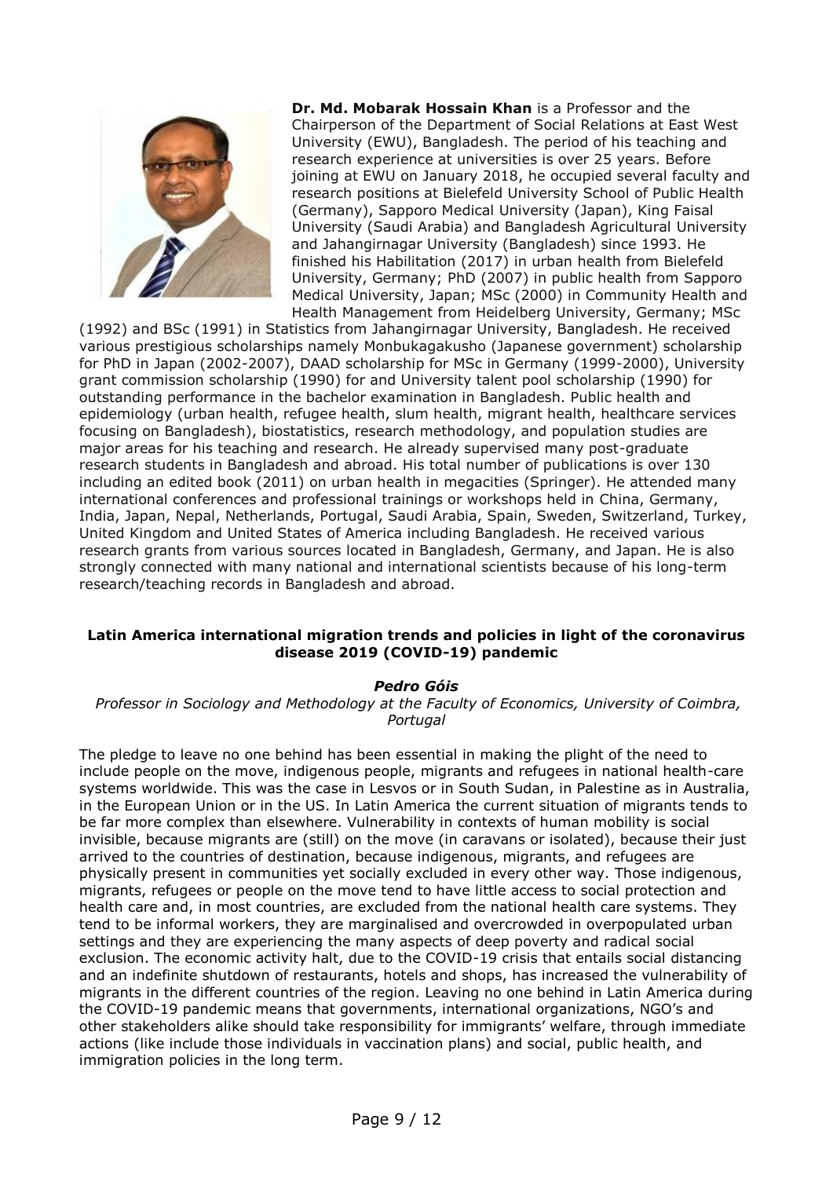**Dr. Md. Mobarak Hossain Khan** is a Professor and the Chairperson of the Department of Social Relations at East West University (EWU), Bangladesh. The period of his teaching and research experience at universities is over 25 years. Before joining at EWU on January 2018, he occupied several faculty and research positions at Bielefeld University School of Public Health (Germany), Sapporo Medical University (Japan), King Faisal University (Saudi Arabia) and Bangladesh Agricultural University and Jahangirnagar University (Bangladesh) since 1993. He finished his Habilitation (2017) in urban health from Bielefeld University, Germany; PhD (2007) in public health from Sapporo Medical University, Japan; MSc (2000) in Community Health and Health Management from Heidelberg University, Germany; MSc (1992) and BSc (1991) in Statistics from Jahangirnagar University, Bangladesh. He received various prestigious scholarships namely Monbukagakusho (Japanese government) scholarship for PhD in Japan (2002-2007), DAAD scholarship for MSc in Germany (1999-2000), University grant commission scholarship (1990) for and University talent pool scholarship (1990) for outstanding performance in the bachelor examination in Bangladesh. Public health and epidemiology (urban health, refugee health, slum health, migrant health, healthcare services focusing on Bangladesh), biostatistics, research methodology, and population studies are major areas for his teaching and research. He already supervised many post-graduate research students in Bangladesh and abroad. His total number of publications is over 130 including an edited book (2011) on urban health in megacities (Springer). He attended many international conferences and professional trainings or workshops held in China, Germany, India, Japan, Nepal, Netherlands, Portugal, Saudi Arabia, Spain, Sweden, Switzerland, Turkey, United Kingdom and United States of America including Bangladesh. He received various research grants from various sources located in Bangladesh, Germany, and Japan. He is also strongly connected with many national and international scientists because of his long-term research/teaching records in Bangladesh and abroad.

## Latin America international migration trends and policies in light of the coronavirus disease 2019 (COVID-19) pandemic

***Pedro Góis***

*Professor in Sociology and Methodology at the Faculty of Economics, University of Coimbra, Portugal*

The pledge to leave no one behind has been essential in making the plight of the need to include people on the move, indigenous people, migrants and refugees in national health-care systems worldwide. This was the case in Lesvos or in South Sudan, in Palestine as in Australia, in the European Union or in the US. In Latin America the current situation of migrants tends to be far more complex than elsewhere. Vulnerability in contexts of human mobility is social invisible, because migrants are (still) on the move (in caravans or isolated), because their just arrived to the countries of destination, because indigenous, migrants, and refugees are physically present in communities yet socially excluded in every other way. Those indigenous, migrants, refugees or people on the move tend to have little access to social protection and health care and, in most countries, are excluded from the national health care systems. They tend to be informal workers, they are marginalised and overcrowded in overpopulated urban settings and they are experiencing the many aspects of deep poverty and radical social exclusion. The economic activity halt, due to the COVID-19 crisis that entails social distancing and an indefinite shutdown of restaurants, hotels and shops, has increased the vulnerability of migrants in the different countries of the region. Leaving no one behind in Latin America during the COVID-19 pandemic means that governments, international organizations, NGO's and other stakeholders alike should take responsibility for immigrants' welfare, through immediate actions (like include those individuals in vaccination plans) and social, public health, and immigration policies in the long term.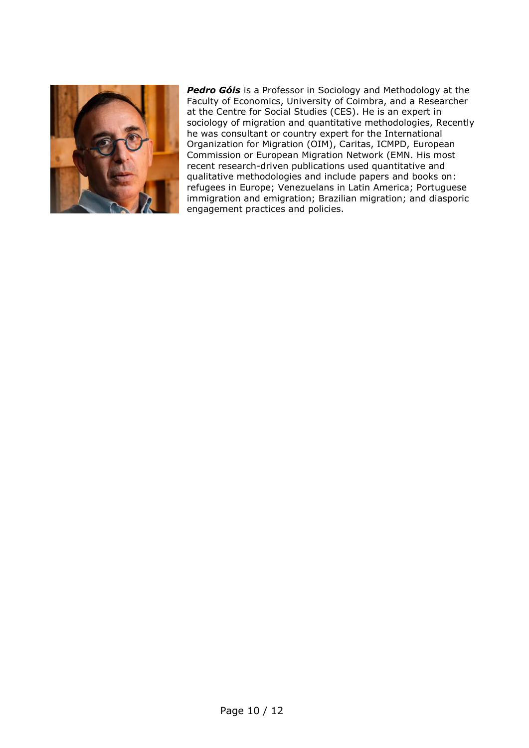***Pedro Góis*** is a Professor in Sociology and Methodology at the Faculty of Economics, University of Coimbra, and a Researcher at the Centre for Social Studies (CES). He is an expert in sociology of migration and quantitative methodologies, Recently he was consultant or country expert for the International Organization for Migration (OIM), Caritas, ICMPD, European Commission or European Migration Network (EMN. His most recent research-driven publications used quantitative and qualitative methodologies and include papers and books on: refugees in Europe; Venezuelans in Latin America; Portuguese immigration and emigration; Brazilian migration; and diasporic engagement practices and policies.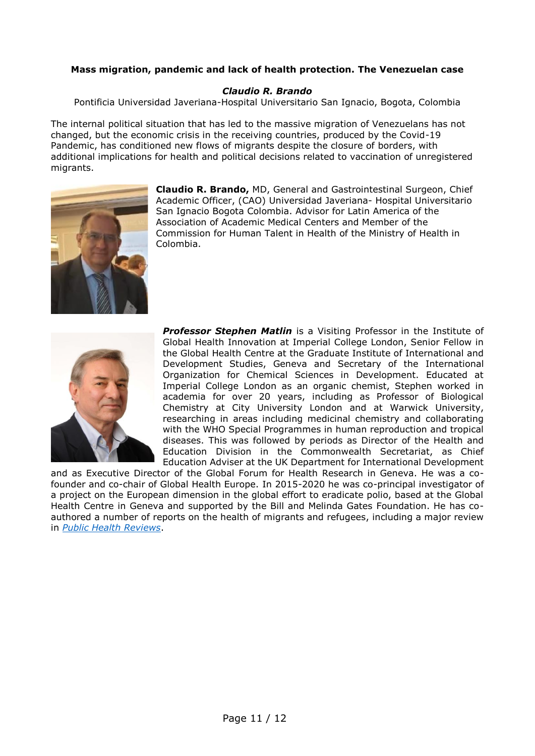**Mass migration, pandemic and lack of health protection. The Venezuelan case**

***Claudio R. Brando***

Pontificia Universidad Javeriana-Hospital Universitario San Ignacio, Bogota, Colombia

The internal political situation that has led to the massive migration of Venezuelans has not changed, but the economic crisis in the receiving countries, produced by the Covid-19 Pandemic, has conditioned new flows of migrants despite the closure of borders, with additional implications for health and political decisions related to vaccination of unregistered migrants.

**Claudio R. Brando,** MD, General and Gastrointestinal Surgeon, Chief Academic Officer, (CAO) Universidad Javeriana- Hospital Universitario San Ignacio Bogota Colombia. Advisor for Latin America of the Association of Academic Medical Centers and Member of the Commission for Human Talent in Health of the Ministry of Health in Colombia.

***Professor Stephen Matlin*** is a Visiting Professor in the Institute of Global Health Innovation at Imperial College London, Senior Fellow in the Global Health Centre at the Graduate Institute of International and Development Studies, Geneva and Secretary of the International Organization for Chemical Sciences in Development. Educated at Imperial College London as an organic chemist, Stephen worked in academia for over 20 years, including as Professor of Biological Chemistry at City University London and at Warwick University, researching in areas including medicinal chemistry and collaborating with the WHO Special Programmes in human reproduction and tropical diseases. This was followed by periods as Director of the Health and Education Division in the Commonwealth Secretariat, as Chief Education Adviser at the UK Department for International Development and as Executive Director of the Global Forum for Health Research in Geneva. He was a co-founder and co-chair of Global Health Europe. In 2015-2020 he was co-principal investigator of a project on the European dimension in the global effort to eradicate polio, based at the Global Health Centre in Geneva and supported by the Bill and Melinda Gates Foundation. He has co-authored a number of reports on the health of migrants and refugees, including a major review in *Public Health Reviews*.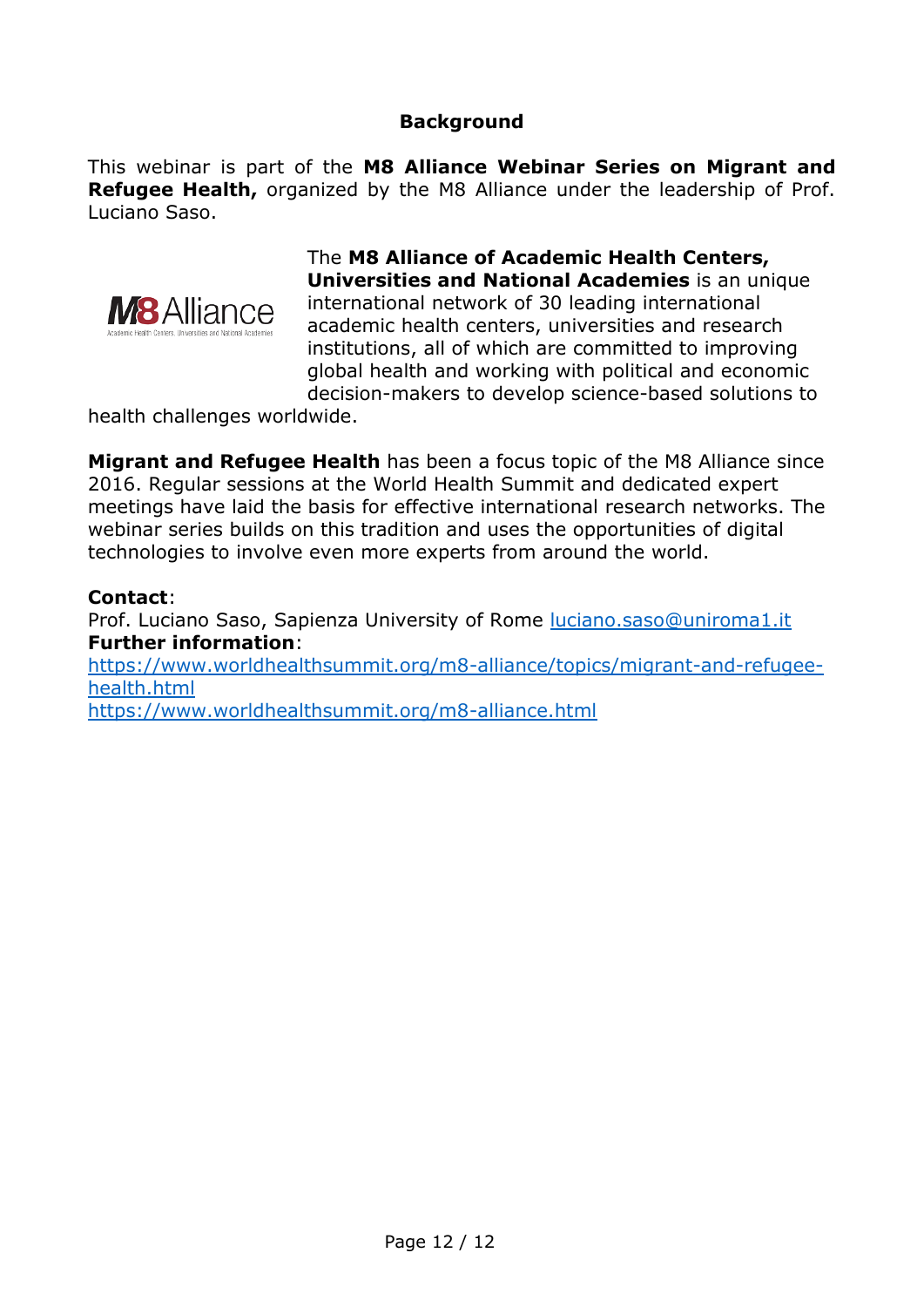## Background

This webinar is part of the **M8 Alliance Webinar Series on Migrant and Refugee Health,** organized by the M8 Alliance under the leadership of Prof. Luciano Saso.

The **M8 Alliance of Academic Health Centers, Universities and National Academies** is an unique international network of 30 leading international academic health centers, universities and research institutions, all of which are committed to improving global health and working with political and economic decision-makers to develop science-based solutions to health challenges worldwide.

**Migrant and Refugee Health** has been a focus topic of the M8 Alliance since 2016. Regular sessions at the World Health Summit and dedicated expert meetings have laid the basis for effective international research networks. The webinar series builds on this tradition and uses the opportunities of digital technologies to involve even more experts from around the world.

**Contact**:
Prof. Luciano Saso, Sapienza University of Rome luciano.saso@uniroma1.it
**Further information**:
https://www.worldhealthsummit.org/m8-alliance/topics/migrant-and-refugee-health.html
https://www.worldhealthsummit.org/m8-alliance.html